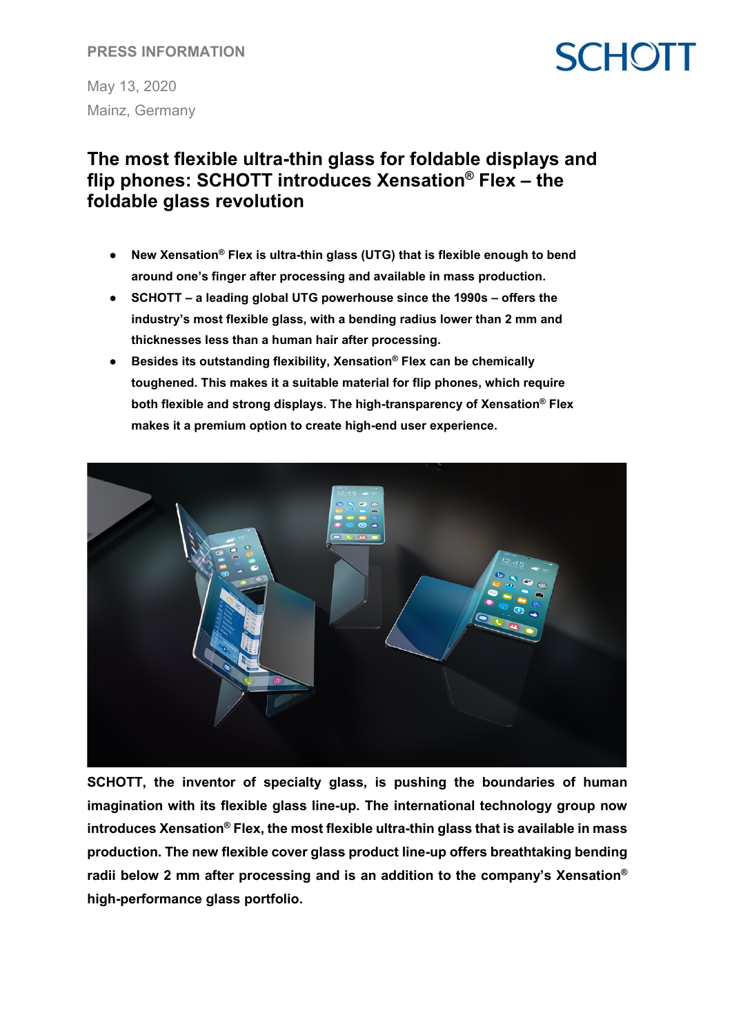PRESS INFORMATION

May 13, 2020
Mainz, Germany

# The most flexible ultra-thin glass for foldable displays and flip phones: SCHOTT introduces Xensation® Flex – the foldable glass revolution

- **New Xensation® Flex is ultra-thin glass (UTG) that is flexible enough to bend around one's finger after processing and available in mass production.**
- **SCHOTT – a leading global UTG powerhouse since the 1990s – offers the industry's most flexible glass, with a bending radius lower than 2 mm and thicknesses less than a human hair after processing.**
- **Besides its outstanding flexibility, Xensation® Flex can be chemically toughened. This makes it a suitable material for flip phones, which require both flexible and strong displays. The high-transparency of Xensation® Flex makes it a premium option to create high-end user experience.**

**SCHOTT, the inventor of specialty glass, is pushing the boundaries of human imagination with its flexible glass line-up. The international technology group now introduces Xensation® Flex, the most flexible ultra-thin glass that is available in mass production. The new flexible cover glass product line-up offers breathtaking bending radii below 2 mm after processing and is an addition to the company's Xensation® high-performance glass portfolio.**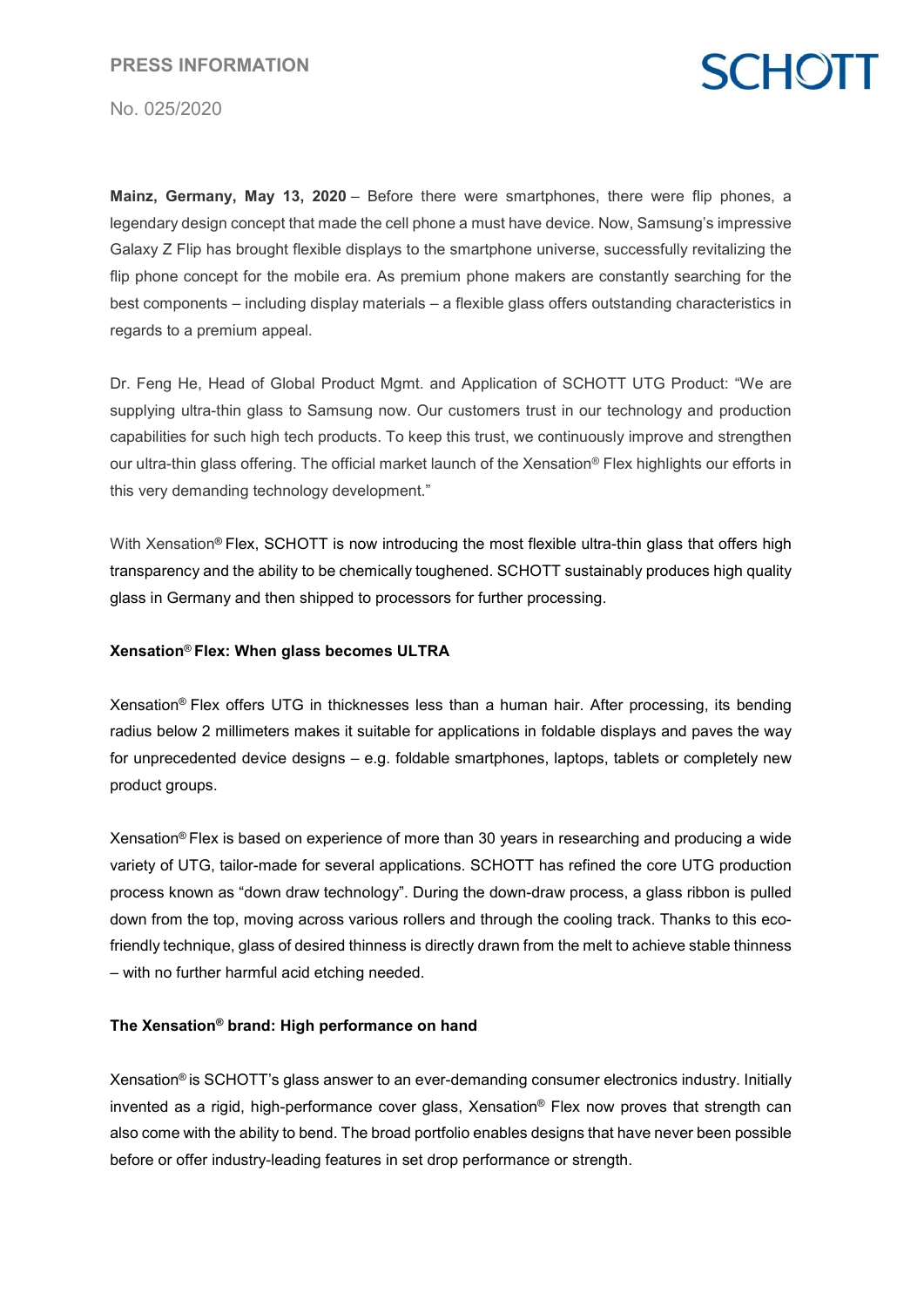**Mainz, Germany, May 13, 2020** – Before there were smartphones, there were flip phones, a legendary design concept that made the cell phone a must have device. Now, Samsung's impressive Galaxy Z Flip has brought flexible displays to the smartphone universe, successfully revitalizing the flip phone concept for the mobile era. As premium phone makers are constantly searching for the best components – including display materials – a flexible glass offers outstanding characteristics in regards to a premium appeal.

Dr. Feng He, Head of Global Product Mgmt. and Application of SCHOTT UTG Product: "We are supplying ultra-thin glass to Samsung now. Our customers trust in our technology and production capabilities for such high tech products. To keep this trust, we continuously improve and strengthen our ultra-thin glass offering. The official market launch of the Xensation® Flex highlights our efforts in this very demanding technology development."

With Xensation® Flex, SCHOTT is now introducing the most flexible ultra-thin glass that offers high transparency and the ability to be chemically toughened. SCHOTT sustainably produces high quality glass in Germany and then shipped to processors for further processing.

### Xensation® Flex: When glass becomes ULTRA

Xensation® Flex offers UTG in thicknesses less than a human hair. After processing, its bending radius below 2 millimeters makes it suitable for applications in foldable displays and paves the way for unprecedented device designs – e.g. foldable smartphones, laptops, tablets or completely new product groups.

Xensation® Flex is based on experience of more than 30 years in researching and producing a wide variety of UTG, tailor-made for several applications. SCHOTT has refined the core UTG production process known as "down draw technology". During the down-draw process, a glass ribbon is pulled down from the top, moving across various rollers and through the cooling track. Thanks to this eco-friendly technique, glass of desired thinness is directly drawn from the melt to achieve stable thinness – with no further harmful acid etching needed.

### The Xensation® brand: High performance on hand

Xensation® is SCHOTT's glass answer to an ever-demanding consumer electronics industry. Initially invented as a rigid, high-performance cover glass, Xensation® Flex now proves that strength can also come with the ability to bend. The broad portfolio enables designs that have never been possible before or offer industry-leading features in set drop performance or strength.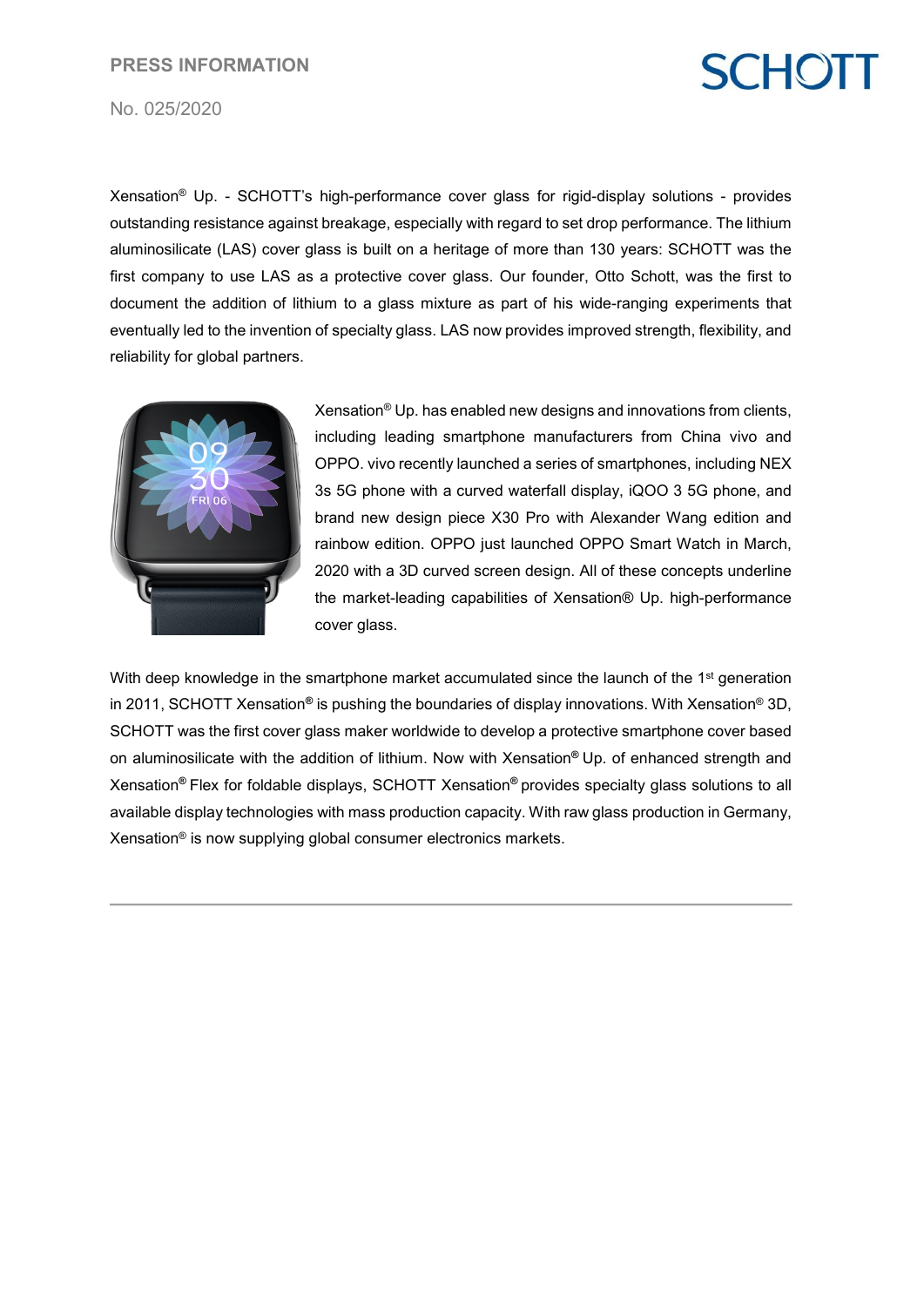Xensation® Up. - SCHOTT's high-performance cover glass for rigid-display solutions - provides outstanding resistance against breakage, especially with regard to set drop performance. The lithium aluminosilicate (LAS) cover glass is built on a heritage of more than 130 years: SCHOTT was the first company to use LAS as a protective cover glass. Our founder, Otto Schott, was the first to document the addition of lithium to a glass mixture as part of his wide-ranging experiments that eventually led to the invention of specialty glass. LAS now provides improved strength, flexibility, and reliability for global partners.

Xensation® Up. has enabled new designs and innovations from clients, including leading smartphone manufacturers from China vivo and OPPO. vivo recently launched a series of smartphones, including NEX 3s 5G phone with a curved waterfall display, iQOO 3 5G phone, and brand new design piece X30 Pro with Alexander Wang edition and rainbow edition. OPPO just launched OPPO Smart Watch in March, 2020 with a 3D curved screen design. All of these concepts underline the market-leading capabilities of Xensation® Up. high-performance cover glass.

With deep knowledge in the smartphone market accumulated since the launch of the 1st generation in 2011, SCHOTT Xensation® is pushing the boundaries of display innovations. With Xensation® 3D, SCHOTT was the first cover glass maker worldwide to develop a protective smartphone cover based on aluminosilicate with the addition of lithium. Now with Xensation® Up. of enhanced strength and Xensation® Flex for foldable displays, SCHOTT Xensation® provides specialty glass solutions to all available display technologies with mass production capacity. With raw glass production in Germany, Xensation® is now supplying global consumer electronics markets.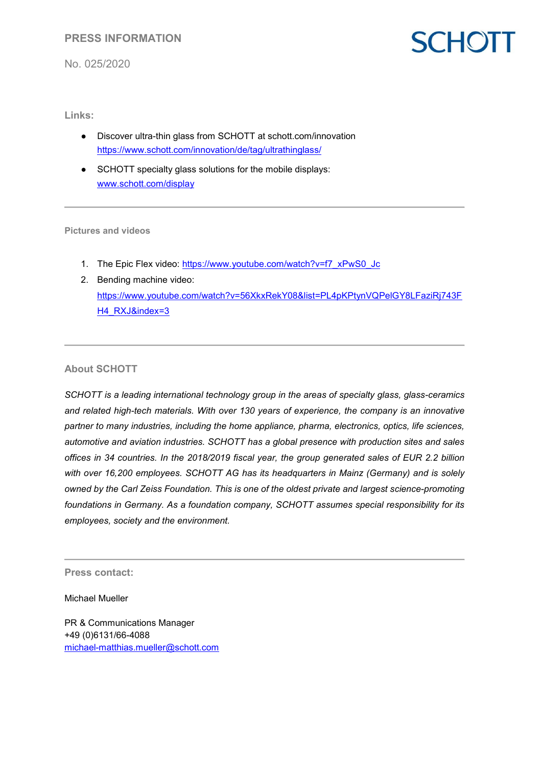**Links:**

- Discover ultra-thin glass from SCHOTT at schott.com/innovation
  https://www.schott.com/innovation/de/tag/ultrathinglass/
- SCHOTT specialty glass solutions for the mobile displays:
  www.schott.com/display

---

**Pictures and videos**

1. The Epic Flex video: https://www.youtube.com/watch?v=f7_xPwS0_Jc
2. Bending machine video:
   https://www.youtube.com/watch?v=56XkxRekY08&list=PL4pKPtynVQPelGY8LFaziRj743FH4_RXJ&index=3

---

**About SCHOTT**

*SCHOTT is a leading international technology group in the areas of specialty glass, glass-ceramics and related high-tech materials. With over 130 years of experience, the company is an innovative partner to many industries, including the home appliance, pharma, electronics, optics, life sciences, automotive and aviation industries. SCHOTT has a global presence with production sites and sales offices in 34 countries. In the 2018/2019 fiscal year, the group generated sales of EUR 2.2 billion with over 16,200 employees. SCHOTT AG has its headquarters in Mainz (Germany) and is solely owned by the Carl Zeiss Foundation. This is one of the oldest private and largest science-promoting foundations in Germany. As a foundation company, SCHOTT assumes special responsibility for its employees, society and the environment.*

---

**Press contact:**

Michael Mueller

PR & Communications Manager
+49 (0)6131/66-4088
michael-matthias.mueller@schott.com